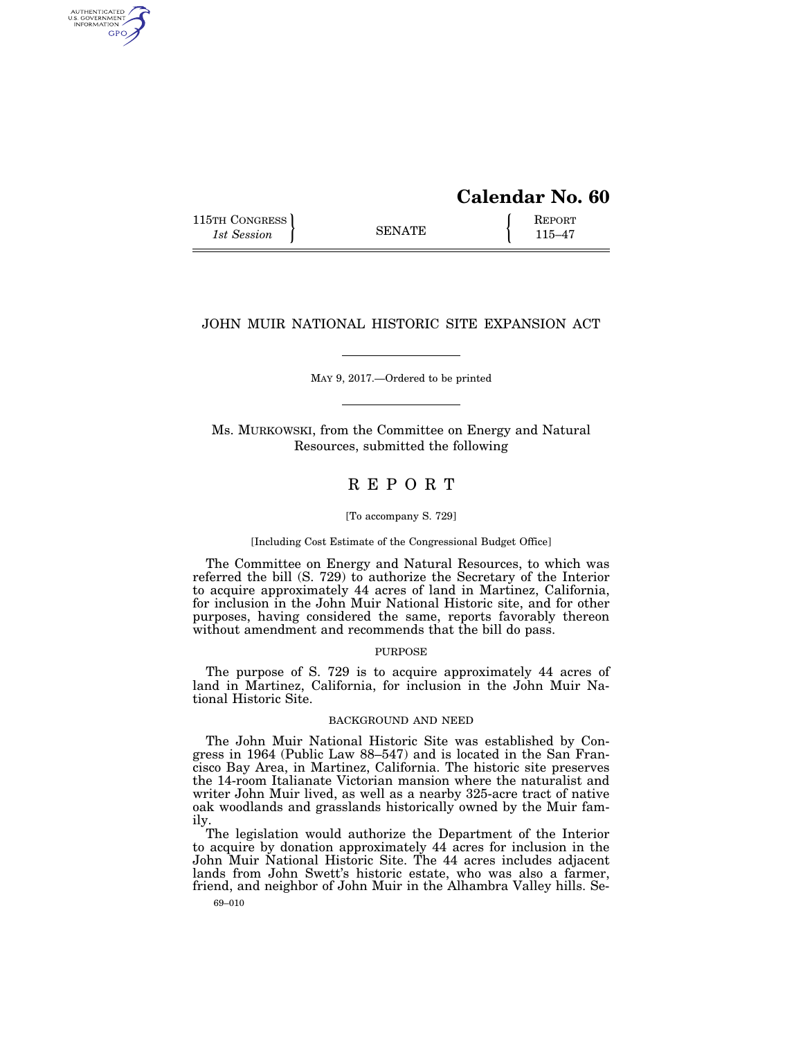# Calendar No. 60

115TH CONGRESS
*1st Session*

SENATE

REPORT
115–47

## JOHN MUIR NATIONAL HISTORIC SITE EXPANSION ACT

MAY 9, 2017.—Ordered to be printed

Ms. MURKOWSKI, from the Committee on Energy and Natural Resources, submitted the following

## R E P O R T

[To accompany S. 729]

[Including Cost Estimate of the Congressional Budget Office]

The Committee on Energy and Natural Resources, to which was referred the bill (S. 729) to authorize the Secretary of the Interior to acquire approximately 44 acres of land in Martinez, California, for inclusion in the John Muir National Historic site, and for other purposes, having considered the same, reports favorably thereon without amendment and recommends that the bill do pass.

### PURPOSE

The purpose of S. 729 is to acquire approximately 44 acres of land in Martinez, California, for inclusion in the John Muir National Historic Site.

### BACKGROUND AND NEED

The John Muir National Historic Site was established by Congress in 1964 (Public Law 88–547) and is located in the San Francisco Bay Area, in Martinez, California. The historic site preserves the 14-room Italianate Victorian mansion where the naturalist and writer John Muir lived, as well as a nearby 325-acre tract of native oak woodlands and grasslands historically owned by the Muir family.

The legislation would authorize the Department of the Interior to acquire by donation approximately 44 acres for inclusion in the John Muir National Historic Site. The 44 acres includes adjacent lands from John Swett's historic estate, who was also a farmer, friend, and neighbor of John Muir in the Alhambra Valley hills. Se-

69–010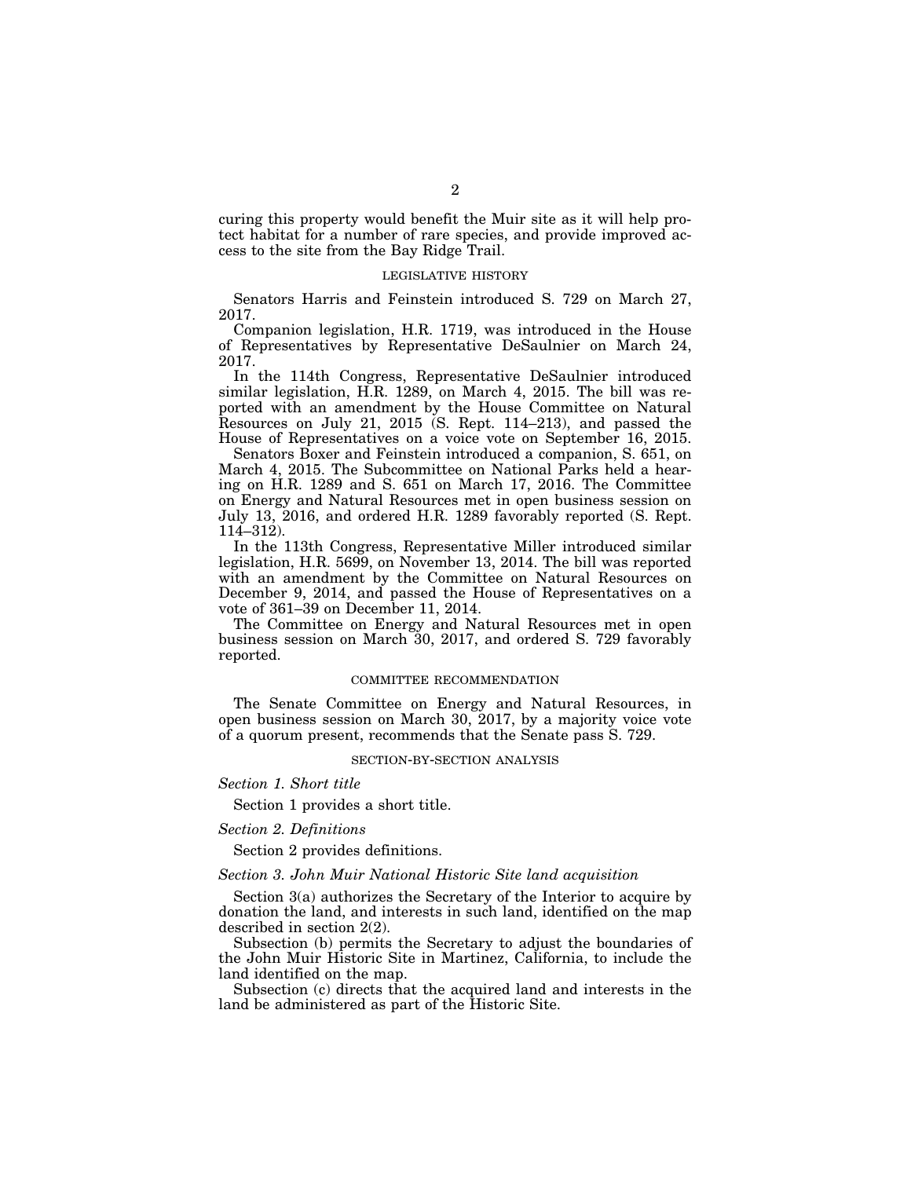curing this property would benefit the Muir site as it will help protect habitat for a number of rare species, and provide improved access to the site from the Bay Ridge Trail.

## LEGISLATIVE HISTORY

Senators Harris and Feinstein introduced S. 729 on March 27, 2017.

Companion legislation, H.R. 1719, was introduced in the House of Representatives by Representative DeSaulnier on March 24, 2017.

In the 114th Congress, Representative DeSaulnier introduced similar legislation, H.R. 1289, on March 4, 2015. The bill was reported with an amendment by the House Committee on Natural Resources on July 21, 2015 (S. Rept. 114–213), and passed the House of Representatives on a voice vote on September 16, 2015.

Senators Boxer and Feinstein introduced a companion, S. 651, on March 4, 2015. The Subcommittee on National Parks held a hearing on H.R. 1289 and S. 651 on March 17, 2016. The Committee on Energy and Natural Resources met in open business session on July 13, 2016, and ordered H.R. 1289 favorably reported (S. Rept. 114–312).

In the 113th Congress, Representative Miller introduced similar legislation, H.R. 5699, on November 13, 2014. The bill was reported with an amendment by the Committee on Natural Resources on December 9, 2014, and passed the House of Representatives on a vote of 361–39 on December 11, 2014.

The Committee on Energy and Natural Resources met in open business session on March 30, 2017, and ordered S. 729 favorably reported.

## COMMITTEE RECOMMENDATION

The Senate Committee on Energy and Natural Resources, in open business session on March 30, 2017, by a majority voice vote of a quorum present, recommends that the Senate pass S. 729.

## SECTION-BY-SECTION ANALYSIS

*Section 1. Short title*

Section 1 provides a short title.

*Section 2. Definitions*

Section 2 provides definitions.

*Section 3. John Muir National Historic Site land acquisition*

Section 3(a) authorizes the Secretary of the Interior to acquire by donation the land, and interests in such land, identified on the map described in section 2(2).

Subsection (b) permits the Secretary to adjust the boundaries of the John Muir Historic Site in Martinez, California, to include the land identified on the map.

Subsection (c) directs that the acquired land and interests in the land be administered as part of the Historic Site.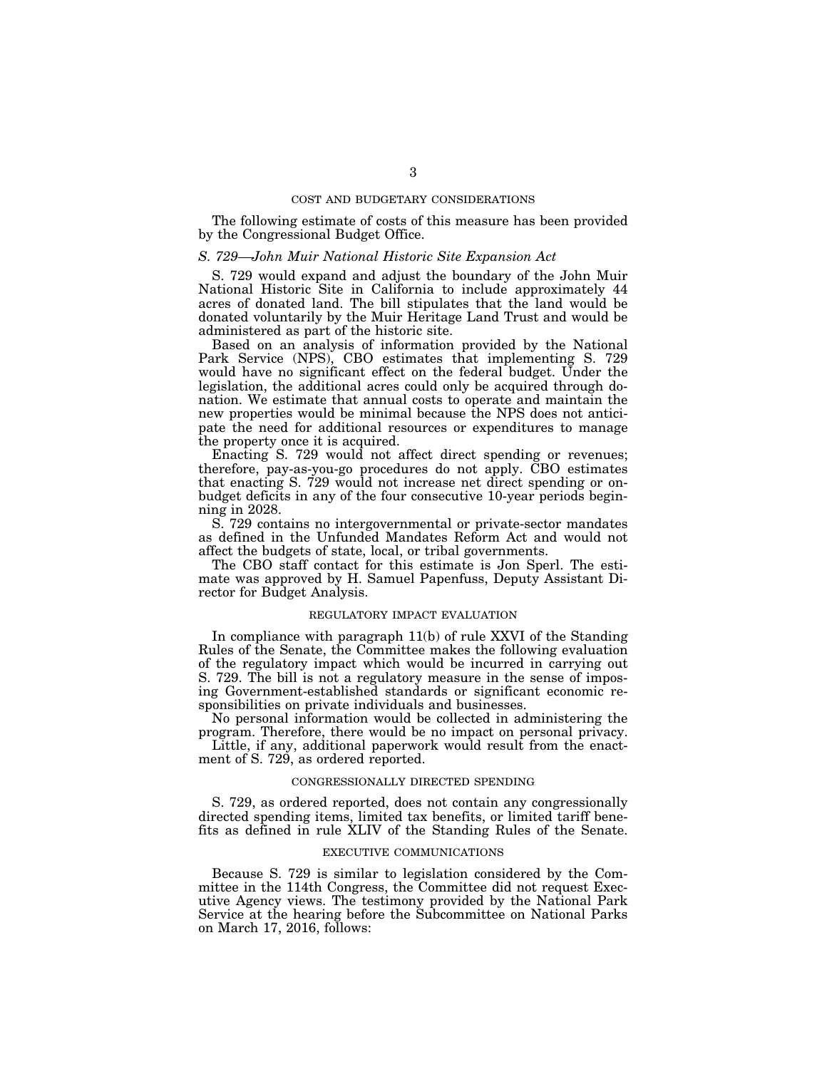## COST AND BUDGETARY CONSIDERATIONS

The following estimate of costs of this measure has been provided by the Congressional Budget Office.

*S. 729—John Muir National Historic Site Expansion Act*

S. 729 would expand and adjust the boundary of the John Muir National Historic Site in California to include approximately 44 acres of donated land. The bill stipulates that the land would be donated voluntarily by the Muir Heritage Land Trust and would be administered as part of the historic site.

Based on an analysis of information provided by the National Park Service (NPS), CBO estimates that implementing S. 729 would have no significant effect on the federal budget. Under the legislation, the additional acres could only be acquired through donation. We estimate that annual costs to operate and maintain the new properties would be minimal because the NPS does not anticipate the need for additional resources or expenditures to manage the property once it is acquired.

Enacting S. 729 would not affect direct spending or revenues; therefore, pay-as-you-go procedures do not apply. CBO estimates that enacting S. 729 would not increase net direct spending or on-budget deficits in any of the four consecutive 10-year periods beginning in 2028.

S. 729 contains no intergovernmental or private-sector mandates as defined in the Unfunded Mandates Reform Act and would not affect the budgets of state, local, or tribal governments.

The CBO staff contact for this estimate is Jon Sperl. The estimate was approved by H. Samuel Papenfuss, Deputy Assistant Director for Budget Analysis.

## REGULATORY IMPACT EVALUATION

In compliance with paragraph 11(b) of rule XXVI of the Standing Rules of the Senate, the Committee makes the following evaluation of the regulatory impact which would be incurred in carrying out S. 729. The bill is not a regulatory measure in the sense of imposing Government-established standards or significant economic responsibilities on private individuals and businesses.

No personal information would be collected in administering the program. Therefore, there would be no impact on personal privacy.

Little, if any, additional paperwork would result from the enactment of S. 729, as ordered reported.

## CONGRESSIONALLY DIRECTED SPENDING

S. 729, as ordered reported, does not contain any congressionally directed spending items, limited tax benefits, or limited tariff benefits as defined in rule XLIV of the Standing Rules of the Senate.

## EXECUTIVE COMMUNICATIONS

Because S. 729 is similar to legislation considered by the Committee in the 114th Congress, the Committee did not request Executive Agency views. The testimony provided by the National Park Service at the hearing before the Subcommittee on National Parks on March 17, 2016, follows: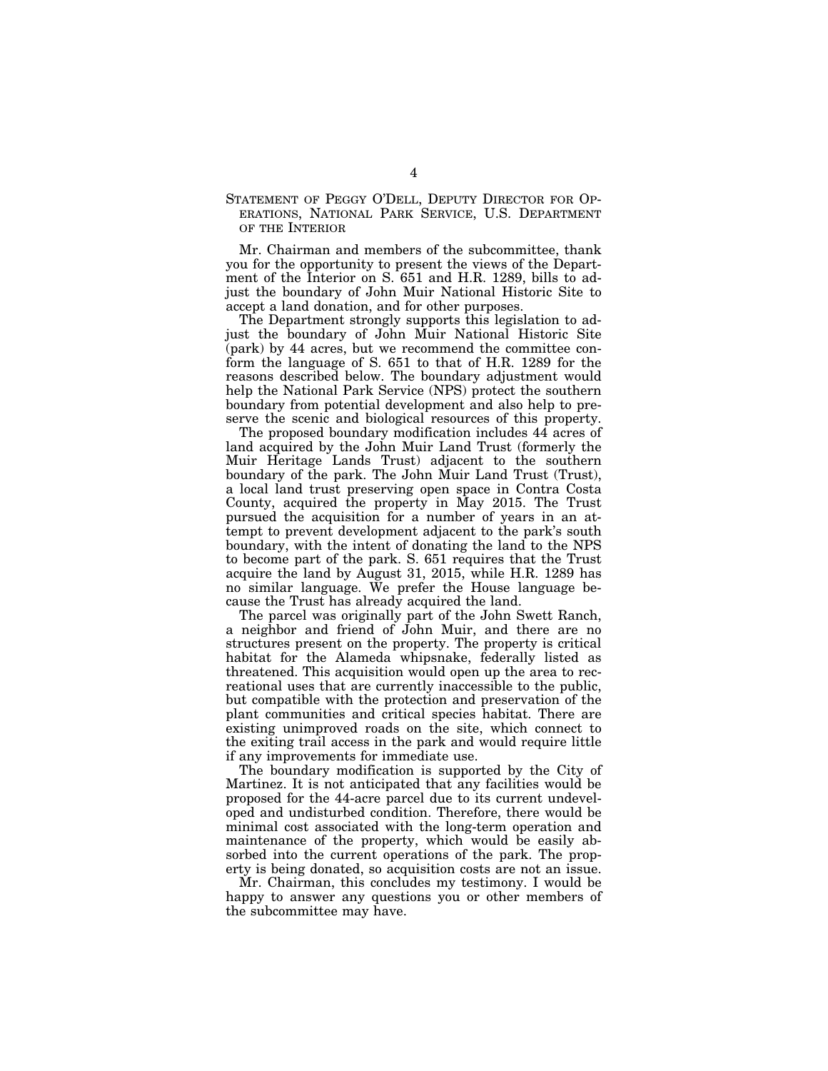## STATEMENT OF PEGGY O'DELL, DEPUTY DIRECTOR FOR OPERATIONS, NATIONAL PARK SERVICE, U.S. DEPARTMENT OF THE INTERIOR

Mr. Chairman and members of the subcommittee, thank you for the opportunity to present the views of the Department of the Interior on S. 651 and H.R. 1289, bills to adjust the boundary of John Muir National Historic Site to accept a land donation, and for other purposes.

The Department strongly supports this legislation to adjust the boundary of John Muir National Historic Site (park) by 44 acres, but we recommend the committee conform the language of S. 651 to that of H.R. 1289 for the reasons described below. The boundary adjustment would help the National Park Service (NPS) protect the southern boundary from potential development and also help to preserve the scenic and biological resources of this property.

The proposed boundary modification includes 44 acres of land acquired by the John Muir Land Trust (formerly the Muir Heritage Lands Trust) adjacent to the southern boundary of the park. The John Muir Land Trust (Trust), a local land trust preserving open space in Contra Costa County, acquired the property in May 2015. The Trust pursued the acquisition for a number of years in an attempt to prevent development adjacent to the park's south boundary, with the intent of donating the land to the NPS to become part of the park. S. 651 requires that the Trust acquire the land by August 31, 2015, while H.R. 1289 has no similar language. We prefer the House language because the Trust has already acquired the land.

The parcel was originally part of the John Swett Ranch, a neighbor and friend of John Muir, and there are no structures present on the property. The property is critical habitat for the Alameda whipsnake, federally listed as threatened. This acquisition would open up the area to recreational uses that are currently inaccessible to the public, but compatible with the protection and preservation of the plant communities and critical species habitat. There are existing unimproved roads on the site, which connect to the exiting trail access in the park and would require little if any improvements for immediate use.

The boundary modification is supported by the City of Martinez. It is not anticipated that any facilities would be proposed for the 44-acre parcel due to its current undeveloped and undisturbed condition. Therefore, there would be minimal cost associated with the long-term operation and maintenance of the property, which would be easily absorbed into the current operations of the park. The property is being donated, so acquisition costs are not an issue.

Mr. Chairman, this concludes my testimony. I would be happy to answer any questions you or other members of the subcommittee may have.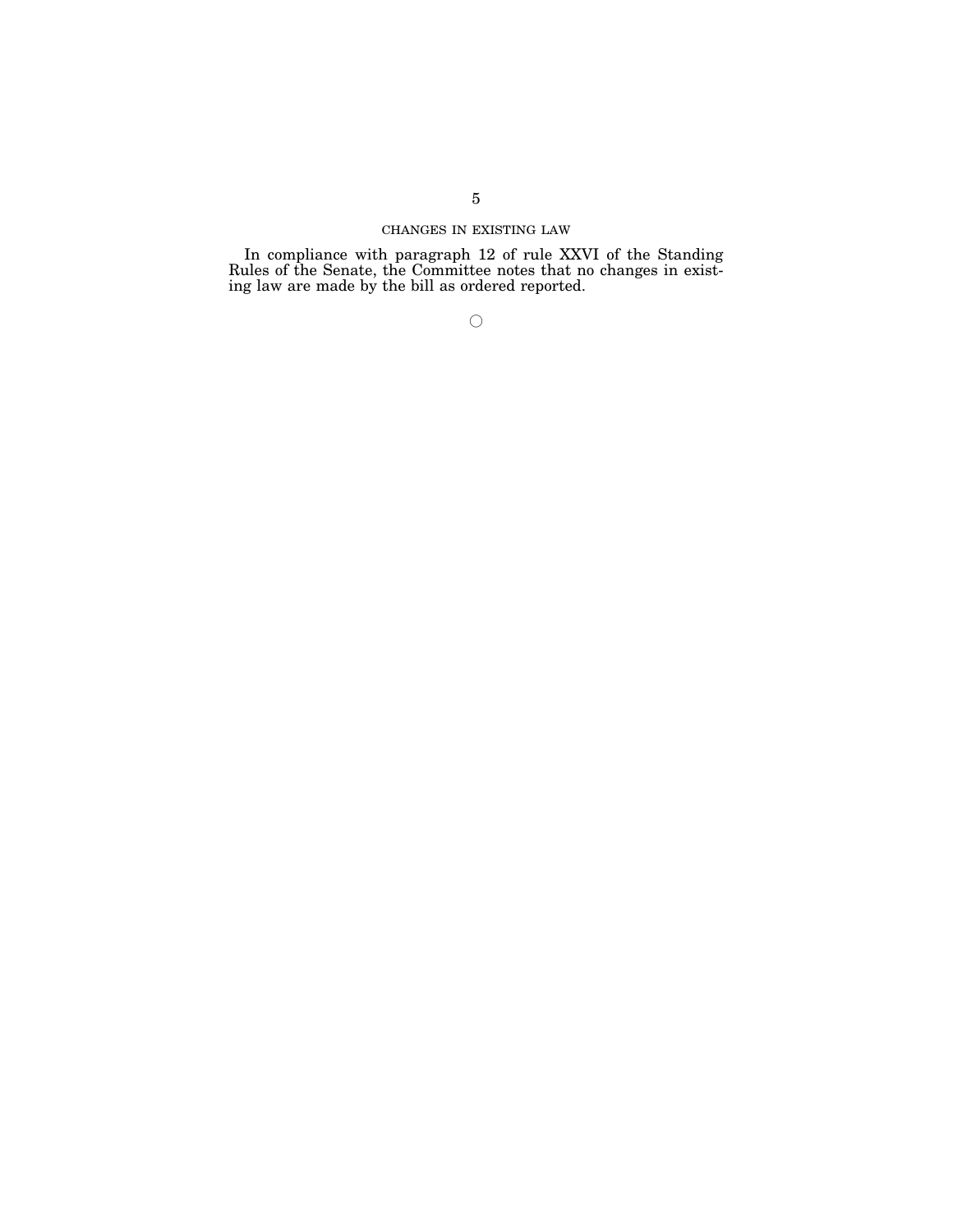## CHANGES IN EXISTING LAW

In compliance with paragraph 12 of rule XXVI of the Standing Rules of the Senate, the Committee notes that no changes in existing law are made by the bill as ordered reported.